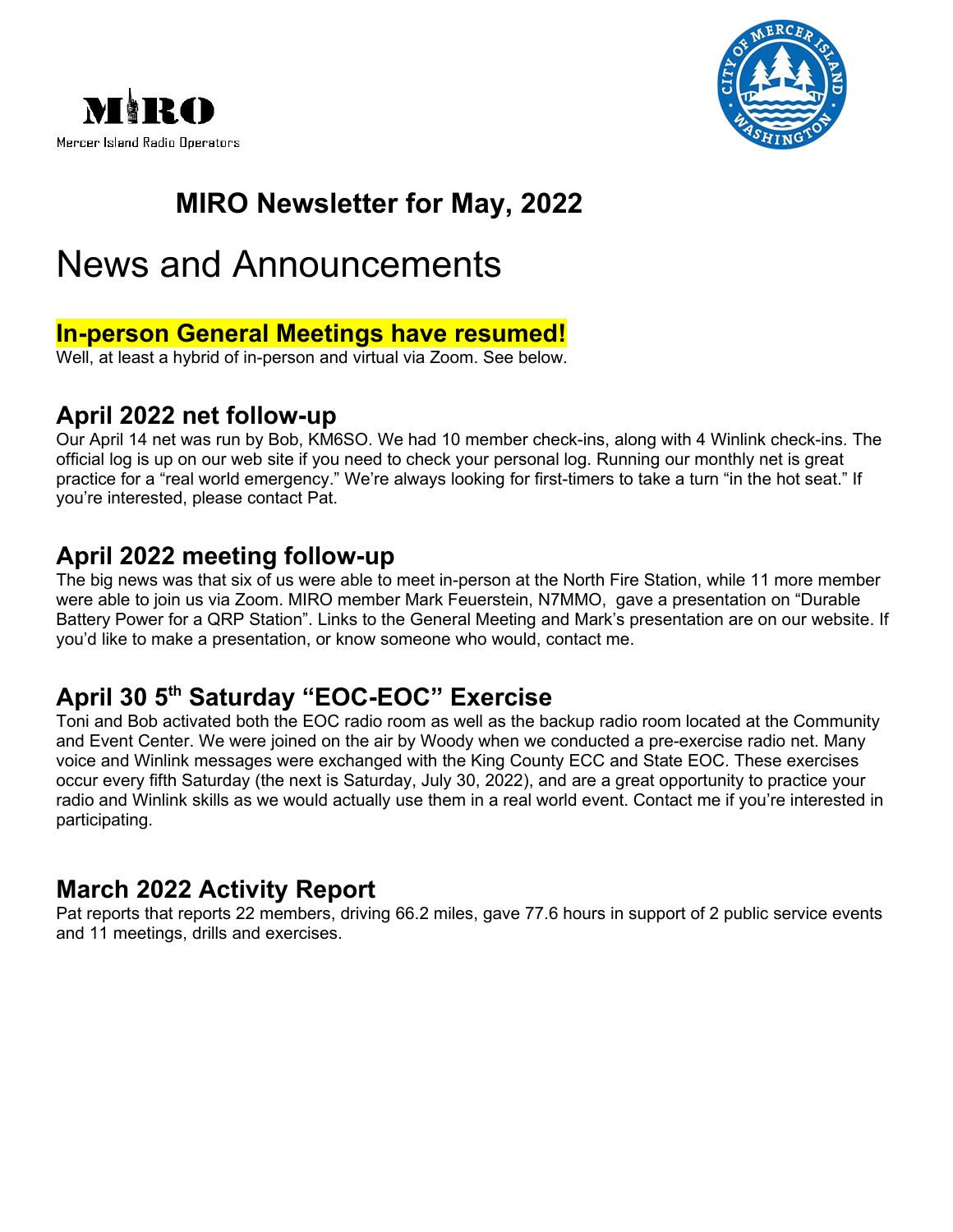MIRO

Mercer Island Radio Operators

# MIRO Newsletter for May, 2022

# News and Announcements

## In-person General Meetings have resumed!

Well, at least a hybrid of in-person and virtual via Zoom. See below.

## April 2022 net follow-up

Our April 14 net was run by Bob, KM6SO. We had 10 member check-ins, along with 4 Winlink check-ins. The official log is up on our web site if you need to check your personal log. Running our monthly net is great practice for a "real world emergency." We're always looking for first-timers to take a turn "in the hot seat." If you're interested, please contact Pat.

## April 2022 meeting follow-up

The big news was that six of us were able to meet in-person at the North Fire Station, while 11 more member were able to join us via Zoom. MIRO member Mark Feuerstein, N7MMO, gave a presentation on "Durable Battery Power for a QRP Station". Links to the General Meeting and Mark's presentation are on our website. If you'd like to make a presentation, or know someone who would, contact me.

## April 30 5th Saturday "EOC-EOC" Exercise

Toni and Bob activated both the EOC radio room as well as the backup radio room located at the Community and Event Center. We were joined on the air by Woody when we conducted a pre-exercise radio net. Many voice and Winlink messages were exchanged with the King County ECC and State EOC. These exercises occur every fifth Saturday (the next is Saturday, July 30, 2022), and are a great opportunity to practice your radio and Winlink skills as we would actually use them in a real world event. Contact me if you're interested in participating.

## March 2022 Activity Report

Pat reports that reports 22 members, driving 66.2 miles, gave 77.6 hours in support of 2 public service events and 11 meetings, drills and exercises.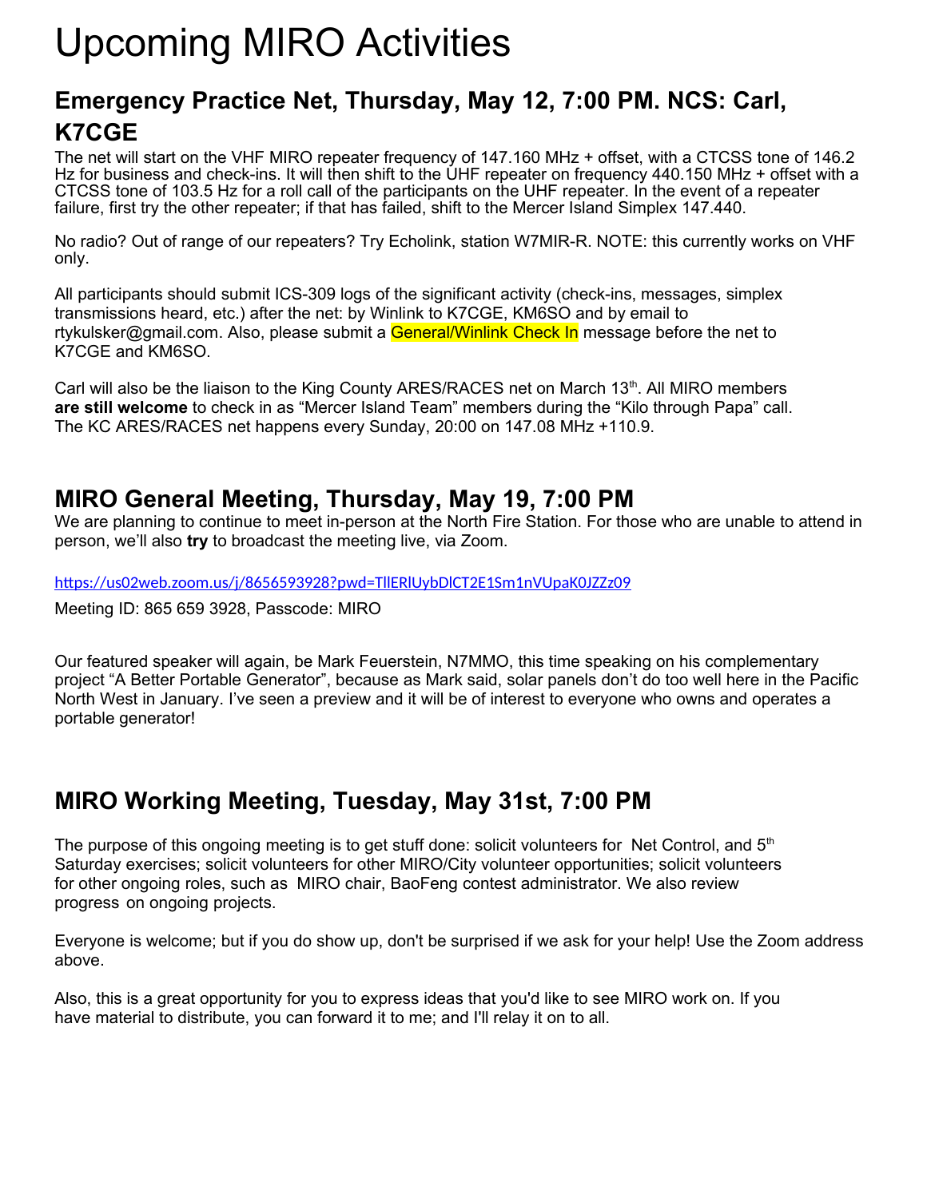# Upcoming MIRO Activities

## Emergency Practice Net, Thursday, May 12, 7:00 PM. NCS: Carl, K7CGE

The net will start on the VHF MIRO repeater frequency of 147.160 MHz + offset, with a CTCSS tone of 146.2 Hz for business and check-ins. It will then shift to the UHF repeater on frequency 440.150 MHz + offset with a CTCSS tone of 103.5 Hz for a roll call of the participants on the UHF repeater. In the event of a repeater failure, first try the other repeater; if that has failed, shift to the Mercer Island Simplex 147.440.

No radio? Out of range of our repeaters? Try Echolink, station W7MIR-R. NOTE: this currently works on VHF only.

All participants should submit ICS-309 logs of the significant activity (check-ins, messages, simplex transmissions heard, etc.) after the net: by Winlink to K7CGE, KM6SO and by email to rtykulsker@gmail.com. Also, please submit a General/Winlink Check In message before the net to K7CGE and KM6SO.

Carl will also be the liaison to the King County ARES/RACES net on March 13th. All MIRO members **are still welcome** to check in as "Mercer Island Team" members during the "Kilo through Papa" call. The KC ARES/RACES net happens every Sunday, 20:00 on 147.08 MHz +110.9.

## MIRO General Meeting, Thursday, May 19, 7:00 PM

We are planning to continue to meet in-person at the North Fire Station. For those who are unable to attend in person, we'll also **try** to broadcast the meeting live, via Zoom.

https://us02web.zoom.us/j/8656593928?pwd=TllERlUybDlCT2E1Sm1nVUpaK0JZZz09

Meeting ID: 865 659 3928, Passcode: MIRO

Our featured speaker will again, be Mark Feuerstein, N7MMO, this time speaking on his complementary project "A Better Portable Generator", because as Mark said, solar panels don't do too well here in the Pacific North West in January. I've seen a preview and it will be of interest to everyone who owns and operates a portable generator!

## MIRO Working Meeting, Tuesday, May 31st, 7:00 PM

The purpose of this ongoing meeting is to get stuff done: solicit volunteers for Net Control, and 5th Saturday exercises; solicit volunteers for other MIRO/City volunteer opportunities; solicit volunteers for other ongoing roles, such as MIRO chair, BaoFeng contest administrator. We also review progress on ongoing projects.

Everyone is welcome; but if you do show up, don't be surprised if we ask for your help! Use the Zoom address above.

Also, this is a great opportunity for you to express ideas that you'd like to see MIRO work on. If you have material to distribute, you can forward it to me; and I'll relay it on to all.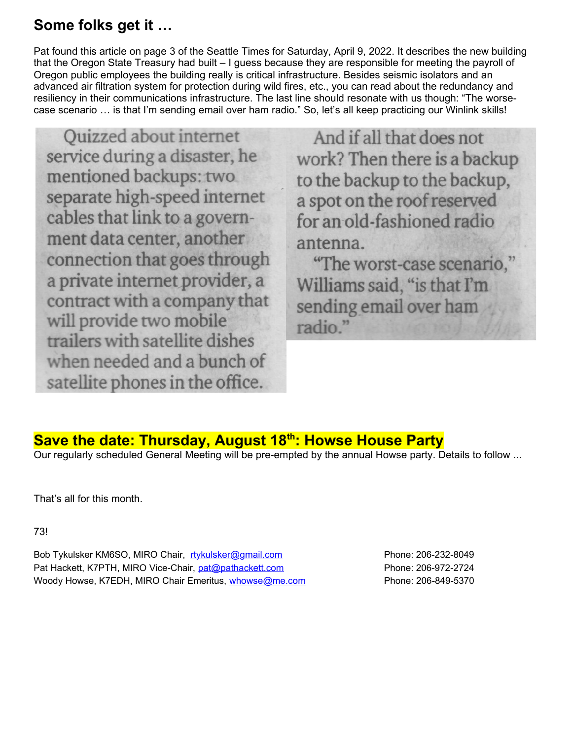## Some folks get it …

Pat found this article on page 3 of the Seattle Times for Saturday, April 9, 2022. It describes the new building that the Oregon State Treasury had built – I guess because they are responsible for meeting the payroll of Oregon public employees the building really is critical infrastructure. Besides seismic isolators and an advanced air filtration system for protection during wild fires, etc., you can read about the redundancy and resiliency in their communications infrastructure. The last line should resonate with us though: "The worse-case scenario … is that I'm sending email over ham radio." So, let's all keep practicing our Winlink skills!

> Quizzed about internet service during a disaster, he mentioned backups: two separate high-speed internet cables that link to a government data center, another connection that goes through a private internet provider, a contract with a company that will provide two mobile trailers with satellite dishes when needed and a bunch of satellite phones in the office.
>
> And if all that does not work? Then there is a backup to the backup to the backup, a spot on the roof reserved for an old-fashioned radio antenna.
>
> "The worst-case scenario," Williams said, "is that I'm sending email over ham radio."

## Save the date: Thursday, August 18th: Howse House Party

Our regularly scheduled General Meeting will be pre-empted by the annual Howse party. Details to follow ...

That's all for this month.

73!

Bob Tykulsker KM6SO, MIRO Chair, rtykulsker@gmail.com Phone: 206-232-8049
Pat Hackett, K7PTH, MIRO Vice-Chair, pat@pathackett.com Phone: 206-972-2724
Woody Howse, K7EDH, MIRO Chair Emeritus, whowse@me.com Phone: 206-849-5370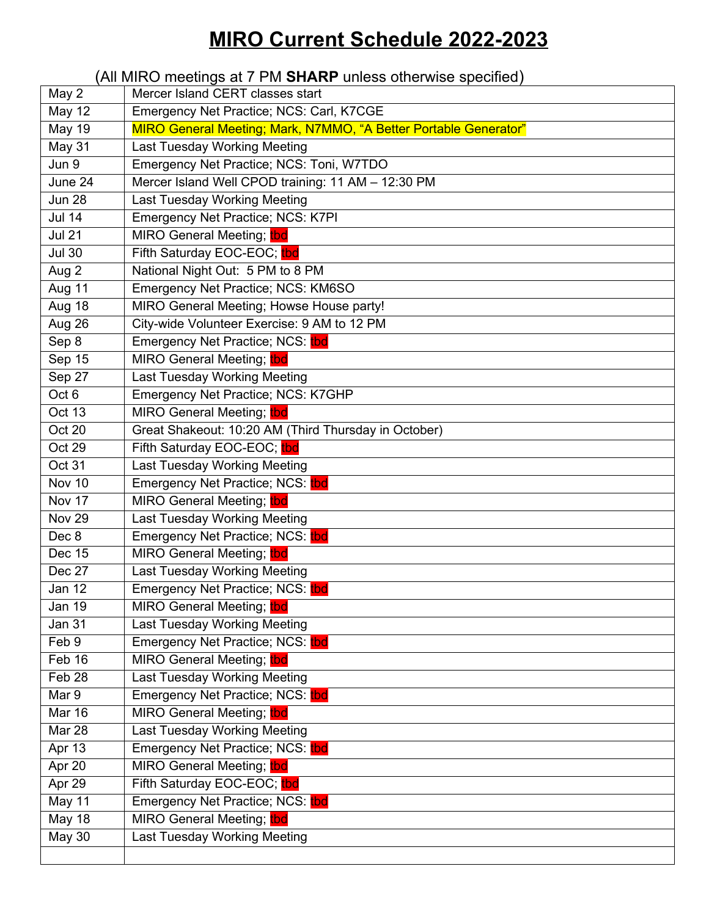# MIRO Current Schedule 2022-2023

(All MIRO meetings at 7 PM **SHARP** unless otherwise specified)

| | |
|---|---|
| May 2 | Mercer Island CERT classes start |
| May 12 | Emergency Net Practice; NCS: Carl, K7CGE |
| May 19 | MIRO General Meeting; Mark, N7MMO, "A Better Portable Generator" |
| May 31 | Last Tuesday Working Meeting |
| Jun 9 | Emergency Net Practice; NCS: Toni, W7TDO |
| June 24 | Mercer Island Well CPOD training: 11 AM – 12:30 PM |
| Jun 28 | Last Tuesday Working Meeting |
| Jul 14 | Emergency Net Practice; NCS: K7PI |
| Jul 21 | MIRO General Meeting; tbd |
| Jul 30 | Fifth Saturday EOC-EOC; tbd |
| Aug 2 | National Night Out: 5 PM to 8 PM |
| Aug 11 | Emergency Net Practice; NCS: KM6SO |
| Aug 18 | MIRO General Meeting; Howse House party! |
| Aug 26 | City-wide Volunteer Exercise: 9 AM to 12 PM |
| Sep 8 | Emergency Net Practice; NCS: tbd |
| Sep 15 | MIRO General Meeting; tbd |
| Sep 27 | Last Tuesday Working Meeting |
| Oct 6 | Emergency Net Practice; NCS: K7GHP |
| Oct 13 | MIRO General Meeting; tbd |
| Oct 20 | Great Shakeout: 10:20 AM (Third Thursday in October) |
| Oct 29 | Fifth Saturday EOC-EOC; tbd |
| Oct 31 | Last Tuesday Working Meeting |
| Nov 10 | Emergency Net Practice; NCS: tbd |
| Nov 17 | MIRO General Meeting; tbd |
| Nov 29 | Last Tuesday Working Meeting |
| Dec 8 | Emergency Net Practice; NCS: tbd |
| Dec 15 | MIRO General Meeting; tbd |
| Dec 27 | Last Tuesday Working Meeting |
| Jan 12 | Emergency Net Practice; NCS: tbd |
| Jan 19 | MIRO General Meeting; tbd |
| Jan 31 | Last Tuesday Working Meeting |
| Feb 9 | Emergency Net Practice; NCS: tbd |
| Feb 16 | MIRO General Meeting; tbd |
| Feb 28 | Last Tuesday Working Meeting |
| Mar 9 | Emergency Net Practice; NCS: tbd |
| Mar 16 | MIRO General Meeting; tbd |
| Mar 28 | Last Tuesday Working Meeting |
| Apr 13 | Emergency Net Practice; NCS: tbd |
| Apr 20 | MIRO General Meeting; tbd |
| Apr 29 | Fifth Saturday EOC-EOC; tbd |
| May 11 | Emergency Net Practice; NCS: tbd |
| May 18 | MIRO General Meeting; tbd |
| May 30 | Last Tuesday Working Meeting |
| | |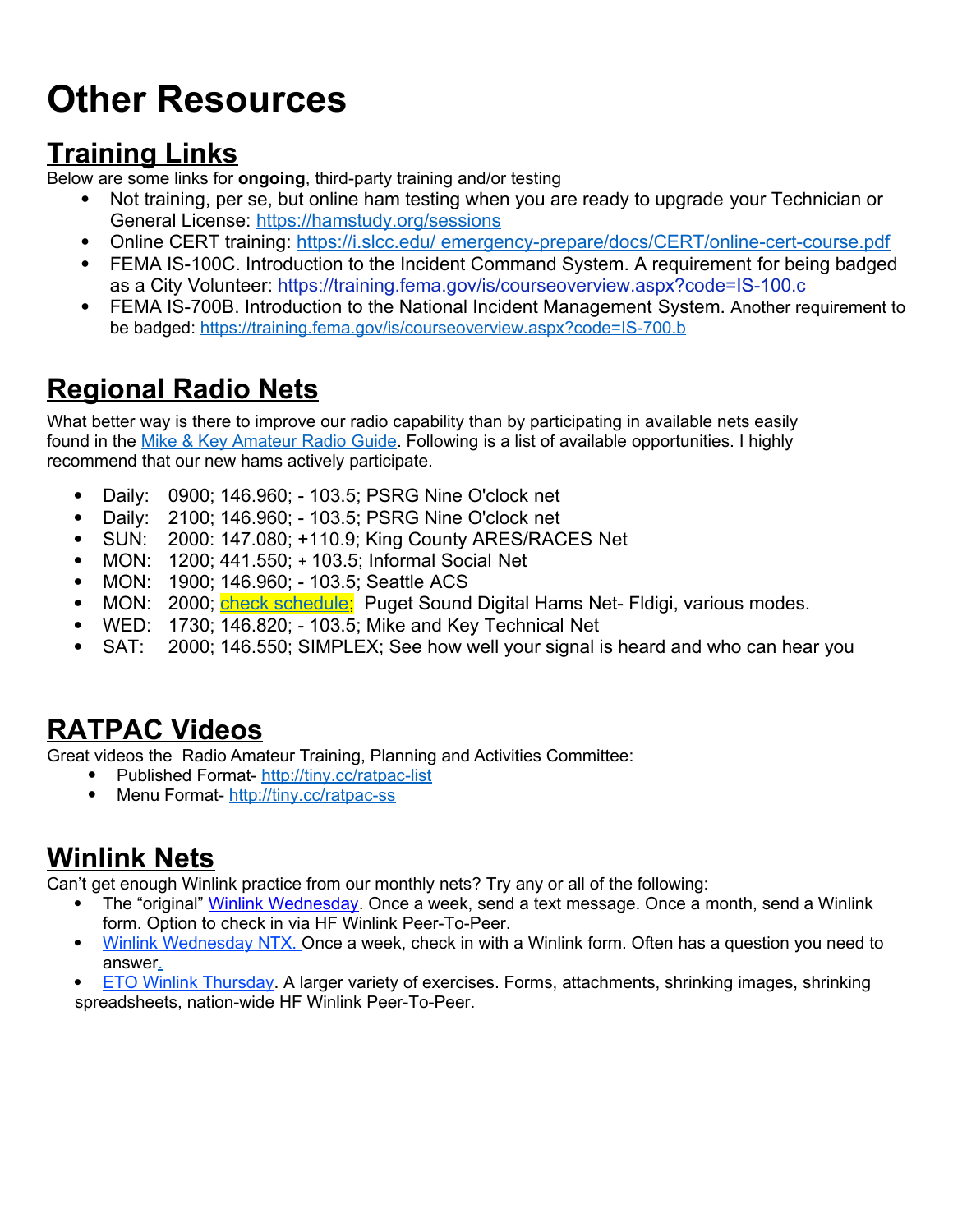# Other Resources

## Training Links

Below are some links for **ongoing**, third-party training and/or testing

- Not training, per se, but online ham testing when you are ready to upgrade your Technician or General License: https://hamstudy.org/sessions
- Online CERT training: https://i.slcc.edu/ emergency-prepare/docs/CERT/online-cert-course.pdf
- FEMA IS-100C. Introduction to the Incident Command System. A requirement for being badged as a City Volunteer: https://training.fema.gov/is/courseoverview.aspx?code=IS-100.c
- FEMA IS-700B. Introduction to the National Incident Management System. Another requirement to be badged: https://training.fema.gov/is/courseoverview.aspx?code=IS-700.b

## Regional Radio Nets

What better way is there to improve our radio capability than by participating in available nets easily found in the Mike & Key Amateur Radio Guide. Following is a list of available opportunities. I highly recommend that our new hams actively participate.

- Daily: 0900; 146.960; - 103.5; PSRG Nine O'clock net
- Daily: 2100; 146.960; - 103.5; PSRG Nine O'clock net
- SUN: 2000: 147.080; +110.9; King County ARES/RACES Net
- MON: 1200; 441.550; + 103.5; Informal Social Net
- MON: 1900; 146.960; - 103.5; Seattle ACS
- MON: 2000; check schedule; Puget Sound Digital Hams Net- Fldigi, various modes.
- WED: 1730; 146.820; - 103.5; Mike and Key Technical Net
- SAT: 2000; 146.550; SIMPLEX; See how well your signal is heard and who can hear you

## RATPAC Videos

Great videos the Radio Amateur Training, Planning and Activities Committee:

- Published Format- http://tiny.cc/ratpac-list
- Menu Format- http://tiny.cc/ratpac-ss

## Winlink Nets

Can't get enough Winlink practice from our monthly nets? Try any or all of the following:

- The "original" Winlink Wednesday. Once a week, send a text message. Once a month, send a Winlink form. Option to check in via HF Winlink Peer-To-Peer.
- Winlink Wednesday NTX. Once a week, check in with a Winlink form. Often has a question you need to answer.
- ETO Winlink Thursday. A larger variety of exercises. Forms, attachments, shrinking images, shrinking spreadsheets, nation-wide HF Winlink Peer-To-Peer.